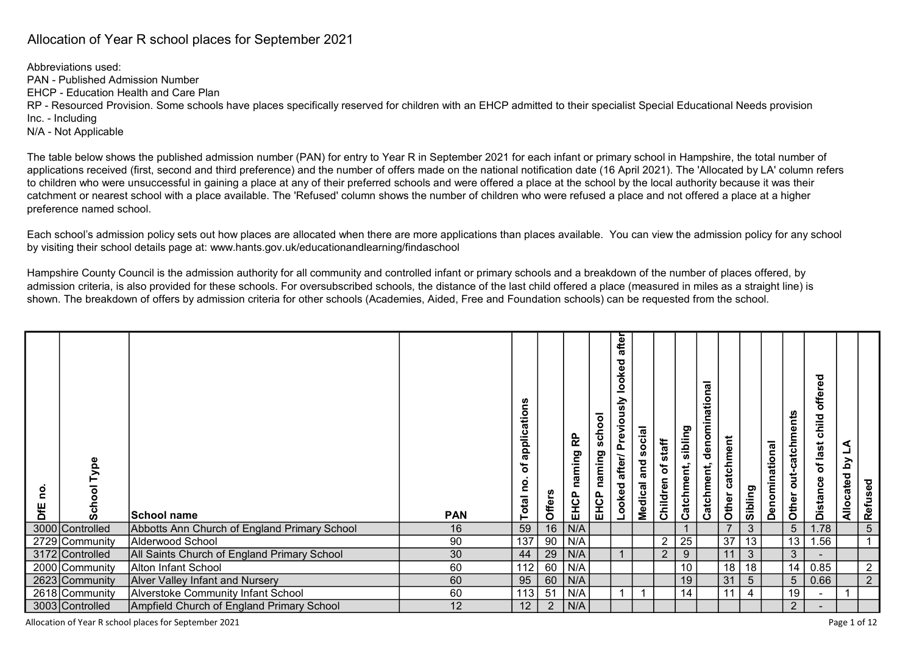# Allocation of Year R school places for September 2021

Abbreviations used:
PAN - Published Admission Number
EHCP - Education Health and Care Plan
RP - Resourced Provision. Some schools have places specifically reserved for children with an EHCP admitted to their specialist Special Educational Needs provision
Inc. - Including
N/A - Not Applicable

The table below shows the published admission number (PAN) for entry to Year R in September 2021 for each infant or primary school in Hampshire, the total number of applications received (first, second and third preference) and the number of offers made on the national notification date (16 April 2021). The 'Allocated by LA' column refers to children who were unsuccessful in gaining a place at any of their preferred schools and were offered a place at the school by the local authority because it was their catchment or nearest school with a place available. The 'Refused' column shows the number of children who were refused a place and not offered a place at a higher preference named school.

Each school's admission policy sets out how places are allocated when there are more applications than places available. You can view the admission policy for any school by visiting their school details page at: www.hants.gov.uk/educationandlearning/findaschool

Hampshire County Council is the admission authority for all community and controlled infant or primary schools and a breakdown of the number of places offered, by admission criteria, is also provided for these schools. For oversubscribed schools, the distance of the last child offered a place (measured in miles as a straight line) is shown. The breakdown of offers by admission criteria for other schools (Academies, Aided, Free and Foundation schools) can be requested from the school.

| DfE no. | School Type | School name | PAN | Total no. of applications | Offers | EHCP naming RP | EHCP naming school | Looked after/ Previously looked after | Medical and social | Children of staff | Catchment, sibling | Catchment, denominational | Other catchment | Sibling | Denominational | Other out-catchments | Distance of last child offered | Allocated by LA | Refused |
|---|---|---|---|---|---|---|---|---|---|---|---|---|---|---|---|---|---|---|---|
| 3000 | Controlled | Abbotts Ann Church of England Primary School | 16 | 59 | 16 | N/A | | | | | 1 | | 7 | 3 | | 5 | 1.78 | | 5 |
| 2729 | Community | Alderwood School | 90 | 137 | 90 | N/A | | | | 2 | 25 | | 37 | 13 | | 13 | 1.56 | | 1 |
| 3172 | Controlled | All Saints Church of England Primary School | 30 | 44 | 29 | N/A | | 1 | | 2 | 9 | | 11 | 3 | | 3 | - | | |
| 2000 | Community | Alton Infant School | 60 | 112 | 60 | N/A | | | | | 10 | | 18 | 18 | | 14 | 0.85 | | 2 |
| 2623 | Community | Alver Valley Infant and Nursery | 60 | 95 | 60 | N/A | | | | | 19 | | 31 | 5 | | 5 | 0.66 | | 2 |
| 2618 | Community | Alverstoke Community Infant School | 60 | 113 | 51 | N/A | | 1 | 1 | | 14 | | 11 | 4 | | 19 | - | 1 | |
| 3003 | Controlled | Ampfield Church of England Primary School | 12 | 12 | 2 | N/A | | | | | | | | | | 2 | - | | |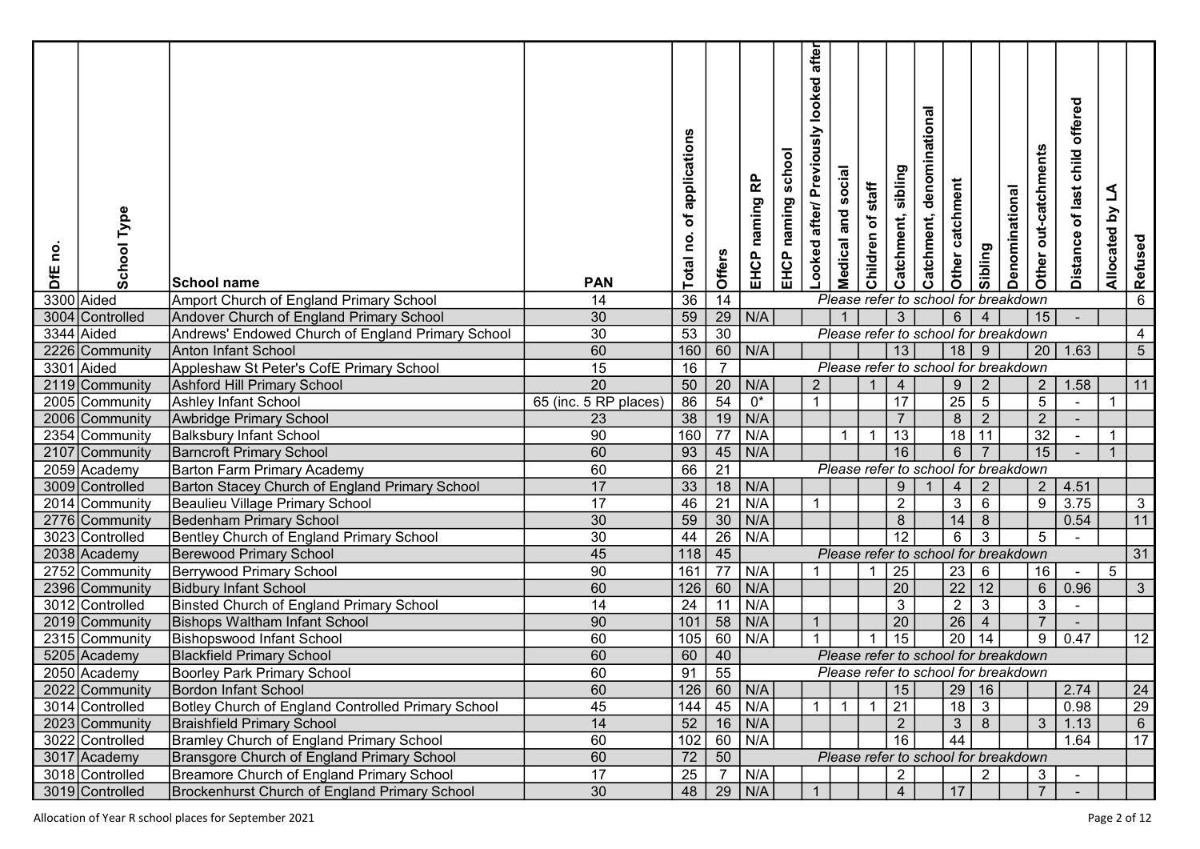| DfE no. | School Type | School name | PAN | Total no. of applications | Offers | EHCP naming RP | EHCP naming school | Looked after/ Previously looked after | Medical and social | Children of staff | Catchment, sibling | Catchment, denominational | Other catchment | Sibling | Denominational | Other out-catchments | Distance of last child offered | Allocated by LA | Refused |
|---|---|---|---|---|---|---|---|---|---|---|---|---|---|---|---|---|---|---|---|
| 3300 | Aided | Amport Church of England Primary School | 14 | 36 | 14 | Please refer to school for breakdown | | | | | | | | | | | | | 6 |
| 3004 | Controlled | Andover Church of England Primary School | 30 | 59 | 29 | N/A | | | 1 | | 3 | | 6 | 4 | | 15 | - | | |
| 3344 | Aided | Andrews' Endowed Church of England Primary School | 30 | 53 | 30 | Please refer to school for breakdown | | | | | | | | | | | | | 4 |
| 2226 | Community | Anton Infant School | 60 | 160 | 60 | N/A | | | | | 13 | | 18 | 9 | | 20 | 1.63 | | 5 |
| 3301 | Aided | Appleshaw St Peter's CofE Primary School | 15 | 16 | 7 | Please refer to school for breakdown | | | | | | | | | | | | | |
| 2119 | Community | Ashford Hill Primary School | 20 | 50 | 20 | N/A | | 2 | | 1 | 4 | | 9 | 2 | | 2 | 1.58 | | 11 |
| 2005 | Community | Ashley Infant School | 65 (inc. 5 RP places) | 86 | 54 | 0* | | 1 | | | 17 | | 25 | 5 | | 5 | - | 1 | |
| 2006 | Community | Awbridge Primary School | 23 | 38 | 19 | N/A | | | | | 7 | | 8 | 2 | | 2 | - | | |
| 2354 | Community | Balksbury Infant School | 90 | 160 | 77 | N/A | | | 1 | 1 | 13 | | 18 | 11 | | 32 | - | 1 | |
| 2107 | Community | Barncroft Primary School | 60 | 93 | 45 | N/A | | | | | 16 | | 6 | 7 | | 15 | - | 1 | |
| 2059 | Academy | Barton Farm Primary Academy | 60 | 66 | 21 | Please refer to school for breakdown | | | | | | | | | | | | | |
| 3009 | Controlled | Barton Stacey Church of England Primary School | 17 | 33 | 18 | N/A | | | | | 9 | 1 | 4 | 2 | | 2 | 4.51 | | |
| 2014 | Community | Beaulieu Village Primary School | 17 | 46 | 21 | N/A | | 1 | | | 2 | | 3 | 6 | | 9 | 3.75 | | 3 |
| 2776 | Community | Bedenham Primary School | 30 | 59 | 30 | N/A | | | | | 8 | | 14 | 8 | | | 0.54 | | 11 |
| 3023 | Controlled | Bentley Church of England Primary School | 30 | 44 | 26 | N/A | | | | | 12 | | 6 | 3 | | 5 | - | | |
| 2038 | Academy | Berewood Primary School | 45 | 118 | 45 | Please refer to school for breakdown | | | | | | | | | | | | | 31 |
| 2752 | Community | Berrywood Primary School | 90 | 161 | 77 | N/A | | 1 | | 1 | 25 | | 23 | 6 | | 16 | - | 5 | |
| 2396 | Community | Bidbury Infant School | 60 | 126 | 60 | N/A | | | | | 20 | | 22 | 12 | | 6 | 0.96 | | 3 |
| 3012 | Controlled | Binsted Church of England Primary School | 14 | 24 | 11 | N/A | | | | | 3 | | 2 | 3 | | 3 | - | | |
| 2019 | Community | Bishops Waltham Infant School | 90 | 101 | 58 | N/A | | 1 | | | 20 | | 26 | 4 | | 7 | - | | |
| 2315 | Community | Bishopswood Infant School | 60 | 105 | 60 | N/A | | 1 | | 1 | 15 | | 20 | 14 | | 9 | 0.47 | | 12 |
| 5205 | Academy | Blackfield Primary School | 60 | 60 | 40 | Please refer to school for breakdown | | | | | | | | | | | | | |
| 2050 | Academy | Boorley Park Primary School | 60 | 91 | 55 | Please refer to school for breakdown | | | | | | | | | | | | | |
| 2022 | Community | Bordon Infant School | 60 | 126 | 60 | N/A | | | | | 15 | | 29 | 16 | | | 2.74 | | 24 |
| 3014 | Controlled | Botley Church of England Controlled Primary School | 45 | 144 | 45 | N/A | | 1 | 1 | 1 | 21 | | 18 | 3 | | | 0.98 | | 29 |
| 2023 | Community | Braishfield Primary School | 14 | 52 | 16 | N/A | | | | | 2 | | 3 | 8 | | 3 | 1.13 | | 6 |
| 3022 | Controlled | Bramley Church of England Primary School | 60 | 102 | 60 | N/A | | | | | 16 | | 44 | | | | 1.64 | | 17 |
| 3017 | Academy | Bransgore Church of England Primary School | 60 | 72 | 50 | Please refer to school for breakdown | | | | | | | | | | | | | |
| 3018 | Controlled | Breamore Church of England Primary School | 17 | 25 | 7 | N/A | | | | | 2 | | | 2 | | 3 | - | | |
| 3019 | Controlled | Brockenhurst Church of England Primary School | 30 | 48 | 29 | N/A | | 1 | | | 4 | | 17 | | | 7 | - | | |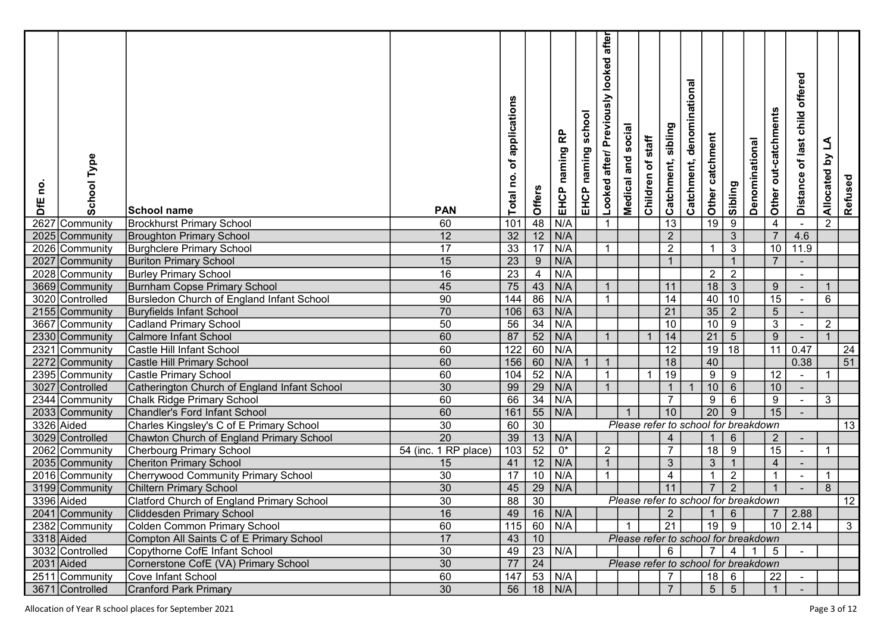| DfE no. | School Type | School name | PAN | Total no. of applications | Offers | EHCP naming RP | EHCP naming school | Looked after/ Previously looked after | Medical and social | Children of staff | Catchment, sibling | Catchment, denominational | Other catchment | Sibling | Denominational | Other out-catchments | Distance of last child offered | Allocated by LA | Refused |
|---|---|---|---|---|---|---|---|---|---|---|---|---|---|---|---|---|---|---|---|
| 2627 | Community | Brockhurst Primary School | 60 | 101 | 48 | N/A | | 1 | | | 13 | | 19 | 9 | | 4 | - | 2 | |
| 2025 | Community | Broughton Primary School | 12 | 32 | 12 | N/A | | | | | 2 | | | 3 | | 7 | 4.6 | | |
| 2026 | Community | Burghclere Primary School | 17 | 33 | 17 | N/A | | 1 | | | 2 | | 1 | 3 | | 10 | 11.9 | | |
| 2027 | Community | Buriton Primary School | 15 | 23 | 9 | N/A | | | | | 1 | | | 1 | | 7 | - | | |
| 2028 | Community | Burley Primary School | 16 | 23 | 4 | N/A | | | | | | | 2 | 2 | | | - | | |
| 3669 | Community | Burnham Copse Primary School | 45 | 75 | 43 | N/A | | 1 | | | 11 | | 18 | 3 | | 9 | - | 1 | |
| 3020 | Controlled | Bursledon Church of England Infant School | 90 | 144 | 86 | N/A | | 1 | | | 14 | | 40 | 10 | | 15 | - | 6 | |
| 2155 | Community | Buryfields Infant School | 70 | 106 | 63 | N/A | | | | | 21 | | 35 | 2 | | 5 | - | | |
| 3667 | Community | Cadland Primary School | 50 | 56 | 34 | N/A | | | | | 10 | | 10 | 9 | | 3 | - | 2 | |
| 2330 | Community | Calmore Infant School | 60 | 87 | 52 | N/A | | 1 | | 1 | 14 | | 21 | 5 | | 9 | - | 1 | |
| 2321 | Community | Castle Hill Infant School | 60 | 122 | 60 | N/A | | | | | 12 | | 19 | 18 | | 11 | 0.47 | | 24 |
| 2272 | Community | Castle Hill Primary School | 60 | 156 | 60 | N/A | 1 | 1 | | | 18 | | 40 | | | | 0.38 | | 51 |
| 2395 | Community | Castle Primary School | 60 | 104 | 52 | N/A | | 1 | | 1 | 19 | | 9 | 9 | | 12 | - | 1 | |
| 3027 | Controlled | Catherington Church of England Infant School | 30 | 99 | 29 | N/A | | 1 | | | 1 | 1 | 10 | 6 | | 10 | - | | |
| 2344 | Community | Chalk Ridge Primary School | 60 | 66 | 34 | N/A | | | | | 7 | | 9 | 6 | | 9 | - | 3 | |
| 2033 | Community | Chandler's Ford Infant School | 60 | 161 | 55 | N/A | | | 1 | | 10 | | 20 | 9 | | 15 | - | | |
| 3326 | Aided | Charles Kingsley's C of E Primary School | 30 | 60 | 30 | *Please refer to school for breakdown* | | | | | | | | | | | | | 13 |
| 3029 | Controlled | Chawton Church of England Primary School | 20 | 39 | 13 | N/A | | | | | 4 | | 1 | 6 | | 2 | - | | |
| 2062 | Community | Cherbourg Primary School | 54 (inc. 1 RP place) | 103 | 52 | 0* | | 2 | | | 7 | | 18 | 9 | | 15 | - | 1 | |
| 2035 | Community | Cheriton Primary School | 15 | 41 | 12 | N/A | | 1 | | | 3 | | 3 | 1 | | 4 | - | | |
| 2016 | Community | Cherrywood Community Primary School | 30 | 17 | 10 | N/A | | 1 | | | 4 | | 1 | 2 | | 1 | - | 1 | |
| 3199 | Community | Chiltern Primary School | 30 | 45 | 29 | N/A | | | | | 11 | | 7 | 2 | | 1 | - | 8 | |
| 3396 | Aided | Clatford Church of England Primary School | 30 | 88 | 30 | *Please refer to school for breakdown* | | | | | | | | | | | | | 12 |
| 2041 | Community | Cliddesden Primary School | 16 | 49 | 16 | N/A | | | | | 2 | | 1 | 6 | | 7 | 2.88 | | |
| 2382 | Community | Colden Common Primary School | 60 | 115 | 60 | N/A | | | 1 | | 21 | | 19 | 9 | | 10 | 2.14 | | 3 |
| 3318 | Aided | Compton All Saints C of E Primary School | 17 | 43 | 10 | *Please refer to school for breakdown* | | | | | | | | | | | | | |
| 3032 | Controlled | Copythorne CofE Infant School | 30 | 49 | 23 | N/A | | | | | 6 | | 7 | 4 | 1 | 5 | - | | |
| 2031 | Aided | Cornerstone CofE (VA) Primary School | 30 | 77 | 24 | *Please refer to school for breakdown* | | | | | | | | | | | | | |
| 2511 | Community | Cove Infant School | 60 | 147 | 53 | N/A | | | | | 7 | | 18 | 6 | | 22 | - | | |
| 3671 | Controlled | Cranford Park Primary | 30 | 56 | 18 | N/A | | | | | 7 | | 5 | 5 | | 1 | - | | |

Allocation of Year R school places for September 2021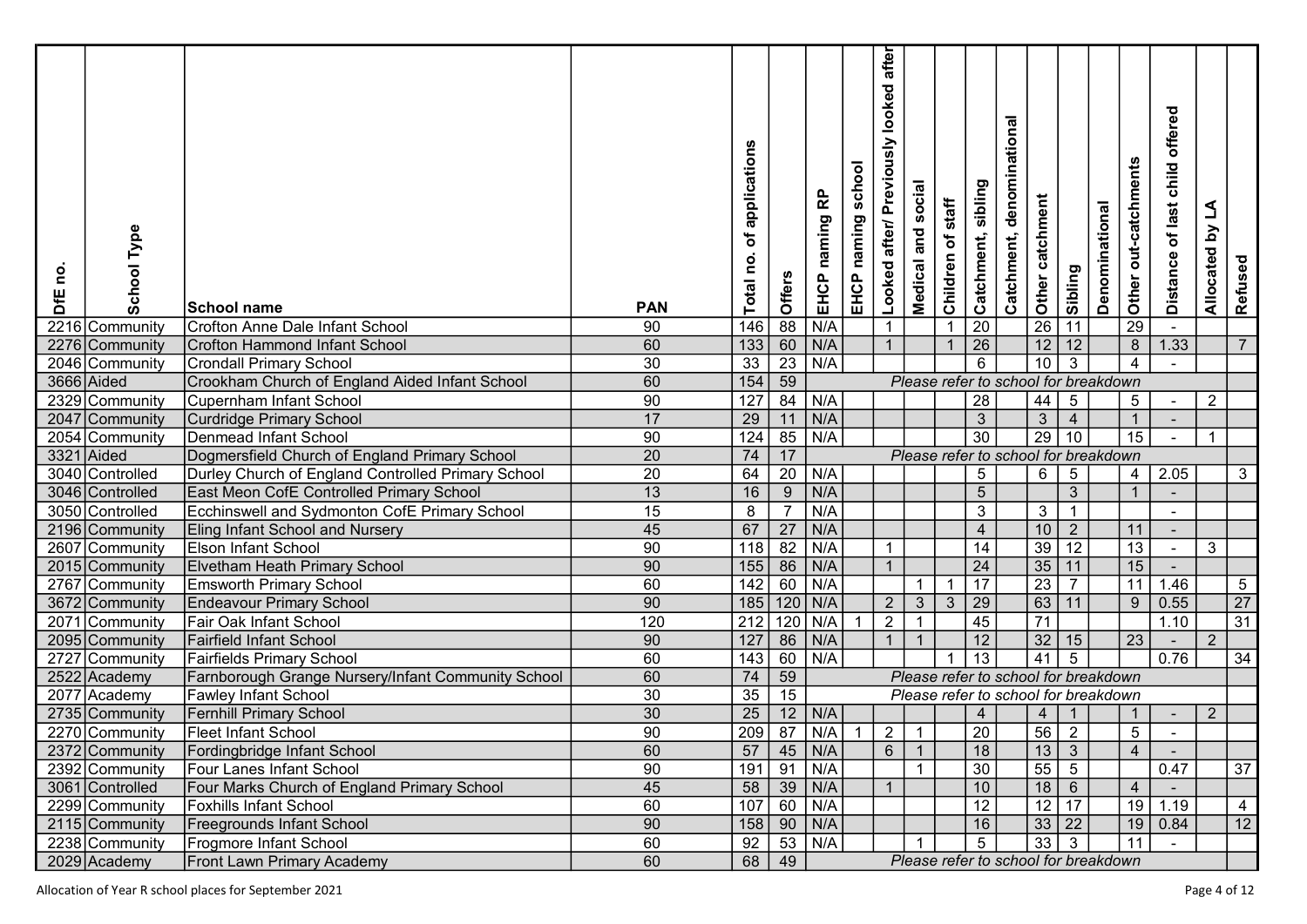| DfE no. | School Type | School name | PAN | Total no. of applications | Offers | EHCP naming RP | EHCP naming school | Looked after/ Previously looked after | Medical and social | Children of staff | Catchment, sibling | Catchment, denominational | Other catchment | Sibling | Denominational | Other out-catchments | Distance of last child offered | Allocated by LA | Refused |
|---|---|---|---|---|---|---|---|---|---|---|---|---|---|---|---|---|---|---|---|
| 2216 | Community | Crofton Anne Dale Infant School | 90 | 146 | 88 | N/A | | 1 | | 1 | 20 | | 26 | 11 | | 29 | - | | |
| 2276 | Community | Crofton Hammond Infant School | 60 | 133 | 60 | N/A | | 1 | | 1 | 26 | | 12 | 12 | | 8 | 1.33 | | 7 |
| 2046 | Community | Crondall Primary School | 30 | 33 | 23 | N/A | | | | | 6 | | 10 | 3 | | 4 | - | | |
| 3666 | Aided | Crookham Church of England Aided Infant School | 60 | 154 | 59 | Please refer to school for breakdown | | | | | | | | | | | | | |
| 2329 | Community | Cupernham Infant School | 90 | 127 | 84 | N/A | | | | | 28 | | 44 | 5 | | 5 | - | 2 | |
| 2047 | Community | Curdridge Primary School | 17 | 29 | 11 | N/A | | | | | 3 | | 3 | 4 | | 1 | - | | |
| 2054 | Community | Denmead Infant School | 90 | 124 | 85 | N/A | | | | | 30 | | 29 | 10 | | 15 | - | 1 | |
| 3321 | Aided | Dogmersfield Church of England Primary School | 20 | 74 | 17 | Please refer to school for breakdown | | | | | | | | | | | | | |
| 3040 | Controlled | Durley Church of England Controlled Primary School | 20 | 64 | 20 | N/A | | | | | 5 | | 6 | 5 | | 4 | 2.05 | | 3 |
| 3046 | Controlled | East Meon CofE Controlled Primary School | 13 | 16 | 9 | N/A | | | | | 5 | | | 3 | | 1 | - | | |
| 3050 | Controlled | Ecchinswell and Sydmonton CofE Primary School | 15 | 8 | 7 | N/A | | | | | 3 | | 3 | 1 | | | - | | |
| 2196 | Community | Eling Infant School and Nursery | 45 | 67 | 27 | N/A | | | | | 4 | | 10 | 2 | | 11 | - | | |
| 2607 | Community | Elson Infant School | 90 | 118 | 82 | N/A | | 1 | | | 14 | | 39 | 12 | | 13 | - | 3 | |
| 2015 | Community | Elvetham Heath Primary School | 90 | 155 | 86 | N/A | | 1 | | | 24 | | 35 | 11 | | 15 | - | | |
| 2767 | Community | Emsworth Primary School | 60 | 142 | 60 | N/A | | | 1 | 1 | 17 | | 23 | 7 | | 11 | 1.46 | | 5 |
| 3672 | Community | Endeavour Primary School | 90 | 185 | 120 | N/A | | 2 | 3 | 3 | 29 | | 63 | 11 | | 9 | 0.55 | | 27 |
| 2071 | Community | Fair Oak Infant School | 120 | 212 | 120 | N/A | 1 | 2 | 1 | | 45 | | 71 | | | | 1.10 | | 31 |
| 2095 | Community | Fairfield Infant School | 90 | 127 | 86 | N/A | | 1 | 1 | | 12 | | 32 | 15 | | 23 | - | 2 | |
| 2727 | Community | Fairfields Primary School | 60 | 143 | 60 | N/A | | | | 1 | 13 | | 41 | 5 | | | 0.76 | | 34 |
| 2522 | Academy | Farnborough Grange Nursery/Infant Community School | 60 | 74 | 59 | Please refer to school for breakdown | | | | | | | | | | | | | |
| 2077 | Academy | Fawley Infant School | 30 | 35 | 15 | Please refer to school for breakdown | | | | | | | | | | | | | |
| 2735 | Community | Fernhill Primary School | 30 | 25 | 12 | N/A | | | | | 4 | | 4 | 1 | | 1 | - | 2 | |
| 2270 | Community | Fleet Infant School | 90 | 209 | 87 | N/A | 1 | 2 | 1 | | 20 | | 56 | 2 | | 5 | - | | |
| 2372 | Community | Fordingbridge Infant School | 60 | 57 | 45 | N/A | | 6 | 1 | | 18 | | 13 | 3 | | 4 | - | | |
| 2392 | Community | Four Lanes Infant School | 90 | 191 | 91 | N/A | | | 1 | | 30 | | 55 | 5 | | | 0.47 | | 37 |
| 3061 | Controlled | Four Marks Church of England Primary School | 45 | 58 | 39 | N/A | | 1 | | | 10 | | 18 | 6 | | 4 | - | | |
| 2299 | Community | Foxhills Infant School | 60 | 107 | 60 | N/A | | | | | 12 | | 12 | 17 | | 19 | 1.19 | | 4 |
| 2115 | Community | Freegrounds Infant School | 90 | 158 | 90 | N/A | | | | | 16 | | 33 | 22 | | 19 | 0.84 | | 12 |
| 2238 | Community | Frogmore Infant School | 60 | 92 | 53 | N/A | | | 1 | | 5 | | 33 | 3 | | 11 | - | | |
| 2029 | Academy | Front Lawn Primary Academy | 60 | 68 | 49 | Please refer to school for breakdown | | | | | | | | | | | | | |

Allocation of Year R school places for September 2021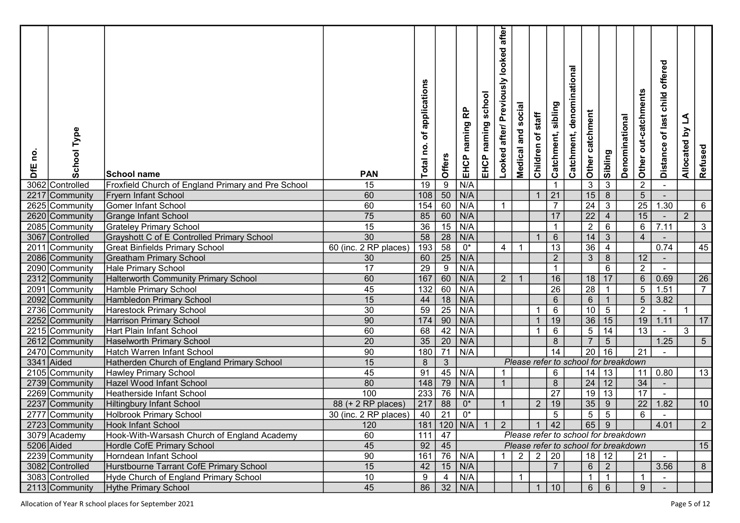| DfE no. | School Type | School name | PAN | Total no. of applications | Offers | EHCP naming RP | EHCP naming school | Looked after/ Previously looked after | Medical and social | Children of staff | Catchment, sibling | Catchment, denominational | Other catchment | Sibling | Denominational | Other out-catchments | Distance of last child offered | Allocated by LA | Refused |
|---|---|---|---|---|---|---|---|---|---|---|---|---|---|---|---|---|---|---|---|
| 3062 | Controlled | Froxfield Church of England Primary and Pre School | 15 | 19 | 9 | N/A | | | | | 1 | | 3 | 3 | | 2 | - | | |
| 2217 | Community | Fryern Infant School | 60 | 108 | 50 | N/A | | | | 1 | 21 | | 15 | 8 | | 5 | - | | |
| 2625 | Community | Gomer Infant School | 60 | 154 | 60 | N/A | | 1 | | | 7 | | 24 | 3 | | 25 | 1.30 | | 6 |
| 2620 | Community | Grange Infant School | 75 | 85 | 60 | N/A | | | | | 17 | | 22 | 4 | | 15 | - | 2 | |
| 2085 | Community | Grateley Primary School | 15 | 36 | 15 | N/A | | | | | 1 | | 2 | 6 | | 6 | 7.11 | | 3 |
| 3067 | Controlled | Grayshott C of E Controlled Primary School | 30 | 58 | 28 | N/A | | | | 1 | 6 | | 14 | 3 | | 4 | - | | |
| 2011 | Community | Great Binfields Primary School | 60 (inc. 2 RP places) | 193 | 58 | 0* | | 4 | 1 | | 13 | | 36 | 4 | | | 0.74 | | 45 |
| 2086 | Community | Greatham Primary School | 30 | 60 | 25 | N/A | | | | | 2 | | 3 | 8 | | 12 | - | | |
| 2090 | Community | Hale Primary School | 17 | 29 | 9 | N/A | | | | | 1 | | | 6 | | 2 | - | | |
| 2312 | Community | Halterworth Community Primary School | 60 | 167 | 60 | N/A | | 2 | 1 | | 16 | | 18 | 17 | | 6 | 0.69 | | 26 |
| 2091 | Community | Hamble Primary School | 45 | 132 | 60 | N/A | | | | | 26 | | 28 | 1 | | 5 | 1.51 | | 7 |
| 2092 | Community | Hambledon Primary School | 15 | 44 | 18 | N/A | | | | | 6 | | 6 | 1 | | 5 | 3.82 | | |
| 2736 | Community | Harestock Primary School | 30 | 59 | 25 | N/A | | | | 1 | 6 | | 10 | 5 | | 2 | - | 1 | |
| 2252 | Community | Harrison Primary School | 90 | 174 | 90 | N/A | | | | 1 | 19 | | 36 | 15 | | 19 | 1.11 | | 17 |
| 2215 | Community | Hart Plain Infant School | 60 | 68 | 42 | N/A | | | | 1 | 6 | | 5 | 14 | | 13 | - | 3 | |
| 2612 | Community | Haselworth Primary School | 20 | 35 | 20 | N/A | | | | | 8 | | 7 | 5 | | | 1.25 | | 5 |
| 2470 | Community | Hatch Warren Infant School | 90 | 180 | 71 | N/A | | | | | 14 | | 20 | 16 | | 21 | - | | |
| 3341 | Aided | Hatherden Church of England Primary School | 15 | 8 | 3 | Please refer to school for breakdown | | | | | | | | | | | | | |
| 2105 | Community | Hawley Primary School | 45 | 91 | 45 | N/A | | 1 | | | 6 | | 14 | 13 | | 11 | 0.80 | | 13 |
| 2739 | Community | Hazel Wood Infant School | 80 | 148 | 79 | N/A | | 1 | | | 8 | | 24 | 12 | | 34 | - | | |
| 2269 | Community | Heatherside Infant School | 100 | 233 | 76 | N/A | | | | | 27 | | 19 | 13 | | 17 | - | | |
| 2237 | Community | Hiltingbury Infant School | 88 (+ 2 RP places) | 217 | 88 | 0* | | 1 | | 2 | 19 | | 35 | 9 | | 22 | 1.82 | | 10 |
| 2777 | Community | Holbrook Primary School | 30 (inc. 2 RP places) | 40 | 21 | 0* | | | | | 5 | | 5 | 5 | | 6 | - | | |
| 2723 | Community | Hook Infant School | 120 | 181 | 120 | N/A | 1 | 2 | | 1 | 42 | | 65 | 9 | | | 4.01 | | 2 |
| 3079 | Academy | Hook-With-Warsash Church of England Academy | 60 | 111 | 47 | Please refer to school for breakdown | | | | | | | | | | | | | |
| 5206 | Aided | Hordle CofE Primary School | 45 | 92 | 45 | Please refer to school for breakdown | | | | | | | | | | | | | 15 |
| 2239 | Community | Horndean Infant School | 90 | 161 | 76 | N/A | | 1 | 2 | 2 | 20 | | 18 | 12 | | 21 | - | | |
| 3082 | Controlled | Hurstbourne Tarrant CofE Primary School | 15 | 42 | 15 | N/A | | | | | 7 | | 6 | 2 | | | 3.56 | | 8 |
| 3083 | Controlled | Hyde Church of England Primary School | 10 | 9 | 4 | N/A | | | 1 | | | | 1 | 1 | | 1 | - | | |
| 2113 | Community | Hythe Primary School | 45 | 86 | 32 | N/A | | | | 1 | 10 | | 6 | 6 | | 9 | - | | |

Allocation of Year R school places for September 2021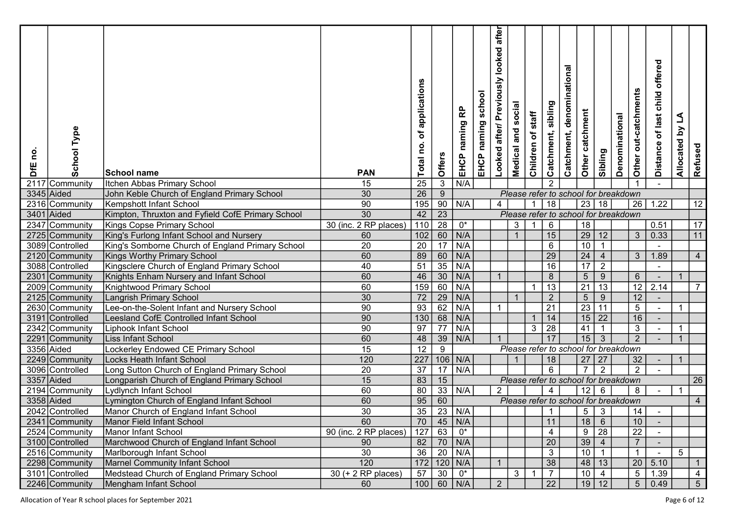| DfE no. | School Type | School name | PAN | Total no. of applications | Offers | EHCP naming RP | EHCP naming school | Looked after/ Previously looked after | Medical and social | Children of staff | Catchment, sibling | Catchment, denominational | Other catchment | Sibling | Denominational | Other out-catchments | Distance of last child offered | Allocated by LA | Refused |
|---|---|---|---|---|---|---|---|---|---|---|---|---|---|---|---|---|---|---|---|
| 2117 | Community | Itchen Abbas Primary School | 15 | 25 | 3 | N/A | | | | | 2 | | | | | 1 | - | | |
| 3345 | Aided | John Keble Church of England Primary School | 30 | 26 | 9 | Please refer to school for breakdown | | | | | | | | | | | | | |
| 2316 | Community | Kempshott Infant School | 90 | 195 | 90 | N/A | | 4 | | 1 | 18 | | 23 | 18 | | 26 | 1.22 | | 12 |
| 3401 | Aided | Kimpton, Thruxton and Fyfield CofE Primary School | 30 | 42 | 23 | Please refer to school for breakdown | | | | | | | | | | | | | |
| 2347 | Community | Kings Copse Primary School | 30 (inc. 2 RP places) | 110 | 28 | 0* | | | 3 | 1 | 6 | | 18 | | | | 0.51 | | 17 |
| 2725 | Community | King's Furlong Infant School and Nursery | 60 | 102 | 60 | N/A | | | 1 | | 15 | | 29 | 12 | | 3 | 0.33 | | 11 |
| 3089 | Controlled | King's Somborne Church of England Primary School | 20 | 20 | 17 | N/A | | | | | 6 | | 10 | 1 | | | - | | |
| 2120 | Community | Kings Worthy Primary School | 60 | 89 | 60 | N/A | | | | | 29 | | 24 | 4 | | 3 | 1.89 | | 4 |
| 3088 | Controlled | Kingsclere Church of England Primary School | 40 | 51 | 35 | N/A | | | | | 16 | | 17 | 2 | | | - | | |
| 2301 | Community | Knights Enham Nursery and Infant School | 60 | 46 | 30 | N/A | | 1 | | | 8 | | 5 | 9 | | 6 | - | 1 | |
| 2009 | Community | Knightwood Primary School | 60 | 159 | 60 | N/A | | | | 1 | 13 | | 21 | 13 | | 12 | 2.14 | | 7 |
| 2125 | Community | Langrish Primary School | 30 | 72 | 29 | N/A | | | 1 | | 2 | | 5 | 9 | | 12 | - | | |
| 2630 | Community | Lee-on-the-Solent Infant and Nursery School | 90 | 93 | 62 | N/A | | 1 | | | 21 | | 23 | 11 | | 5 | - | 1 | |
| 3191 | Controlled | Leesland CofE Controlled Infant School | 90 | 130 | 68 | N/A | | | | 1 | 14 | | 15 | 22 | | 16 | - | | |
| 2342 | Community | Liphook Infant School | 90 | 97 | 77 | N/A | | | | 3 | 28 | | 41 | 1 | | 3 | - | 1 | |
| 2291 | Community | Liss Infant School | 60 | 48 | 39 | N/A | | 1 | | | 17 | | 15 | 3 | | 2 | - | 1 | |
| 3356 | Aided | Lockerley Endowed CE Primary School | 15 | 12 | 9 | Please refer to school for breakdown | | | | | | | | | | | | | |
| 2249 | Community | Locks Heath Infant School | 120 | 227 | 106 | N/A | | | 1 | | 18 | | 27 | 27 | | 32 | - | 1 | |
| 3096 | Controlled | Long Sutton Church of England Primary School | 20 | 37 | 17 | N/A | | | | | 6 | | 7 | 2 | | 2 | - | | |
| 3357 | Aided | Longparish Church of England Primary School | 15 | 83 | 15 | Please refer to school for breakdown | | | | | | | | | | | | | 26 |
| 2194 | Community | Lydlynch Infant School | 60 | 80 | 33 | N/A | | 2 | | | 4 | | 12 | 6 | | 8 | - | 1 | |
| 3358 | Aided | Lymington Church of England Infant School | 60 | 95 | 60 | Please refer to school for breakdown | | | | | | | | | | | | | 4 |
| 2042 | Controlled | Manor Church of England Infant School | 30 | 35 | 23 | N/A | | | | | 1 | | 5 | 3 | | 14 | - | | |
| 2341 | Community | Manor Field Infant School | 60 | 70 | 45 | N/A | | | | | 11 | | 18 | 6 | | 10 | - | | |
| 2524 | Community | Manor Infant School | 90 (inc. 2 RP places) | 127 | 63 | 0* | | | | | 4 | | 9 | 28 | | 22 | - | | |
| 3100 | Controlled | Marchwood Church of England Infant School | 90 | 82 | 70 | N/A | | | | | 20 | | 39 | 4 | | 7 | - | | |
| 2516 | Community | Marlborough Infant School | 30 | 36 | 20 | N/A | | | | | 3 | | 10 | 1 | | 1 | - | 5 | |
| 2298 | Community | Marnel Community Infant School | 120 | 172 | 120 | N/A | | 1 | | | 38 | | 48 | 13 | | 20 | 5.10 | | 1 |
| 3101 | Controlled | Medstead Church of England Primary School | 30 (+ 2 RP places) | 57 | 30 | 0* | | | 3 | 1 | 7 | | 10 | 4 | | 5 | 1.39 | | 4 |
| 2246 | Community | Mengham Infant School | 60 | 100 | 60 | N/A | | 2 | | | 22 | | 19 | 12 | | 5 | 0.49 | | 5 |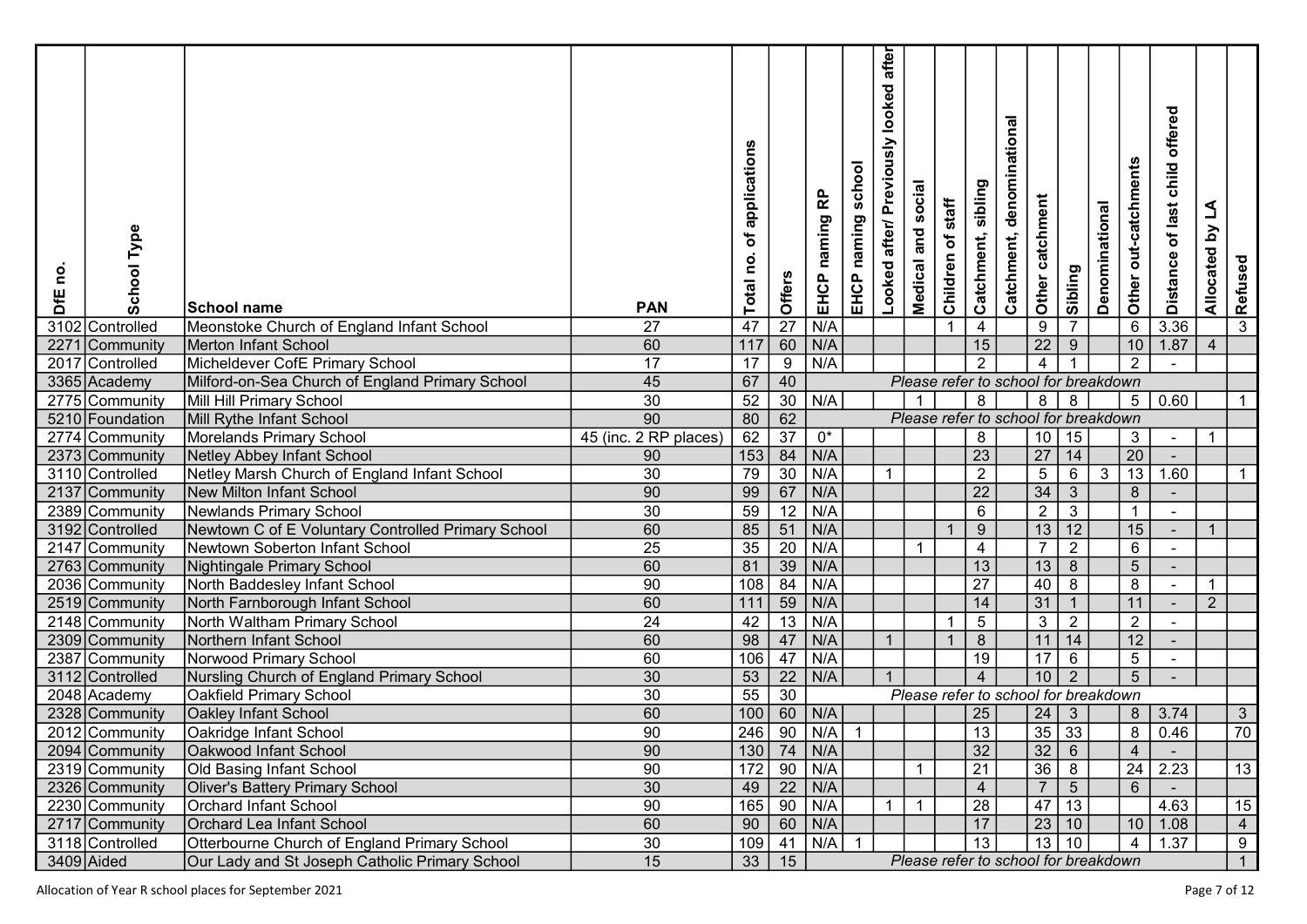| DfE no. | School Type | School name | PAN | Total no. of applications | Offers | EHCP naming RP | EHCP naming school | Looked after/ Previously looked after | Medical and social | Children of staff | Catchment, sibling | Catchment, denominational | Other catchment | Sibling | Denominational | Other out-catchments | Distance of last child offered | Allocated by LA | Refused |
|---|---|---|---|---|---|---|---|---|---|---|---|---|---|---|---|---|---|---|---|
| 3102 | Controlled | Meonstoke Church of England Infant School | 27 | 47 | 27 | N/A | | | | 1 | 4 | | 9 | 7 | | 6 | 3.36 | | 3 |
| 2271 | Community | Merton Infant School | 60 | 117 | 60 | N/A | | | | | 15 | | 22 | 9 | | 10 | 1.87 | 4 | |
| 2017 | Controlled | Micheldever CofE Primary School | 17 | 17 | 9 | N/A | | | | | 2 | | 4 | 1 | | 2 | - | | |
| 3365 | Academy | Milford-on-Sea Church of England Primary School | 45 | 67 | 40 | Please refer to school for breakdown | | | | | | | | | | | | | |
| 2775 | Community | Mill Hill Primary School | 30 | 52 | 30 | N/A | | | 1 | | 8 | | 8 | 8 | | 5 | 0.60 | | 1 |
| 5210 | Foundation | Mill Rythe Infant School | 90 | 80 | 62 | Please refer to school for breakdown | | | | | | | | | | | | | |
| 2774 | Community | Morelands Primary School | 45 (inc. 2 RP places) | 62 | 37 | 0* | | | | | 8 | | 10 | 15 | | 3 | - | 1 | |
| 2373 | Community | Netley Abbey Infant School | 90 | 153 | 84 | N/A | | | | | 23 | | 27 | 14 | | 20 | - | | |
| 3110 | Controlled | Netley Marsh Church of England Infant School | 30 | 79 | 30 | N/A | | 1 | | | 2 | | 5 | 6 | 3 | 13 | 1.60 | | 1 |
| 2137 | Community | New Milton Infant School | 90 | 99 | 67 | N/A | | | | | 22 | | 34 | 3 | | 8 | - | | |
| 2389 | Community | Newlands Primary School | 30 | 59 | 12 | N/A | | | | | 6 | | 2 | 3 | | 1 | - | | |
| 3192 | Controlled | Newtown C of E Voluntary Controlled Primary School | 60 | 85 | 51 | N/A | | | | 1 | 9 | | 13 | 12 | | 15 | - | 1 | |
| 2147 | Community | Newtown Soberton Infant School | 25 | 35 | 20 | N/A | | | 1 | | 4 | | 7 | 2 | | 6 | - | | |
| 2763 | Community | Nightingale Primary School | 60 | 81 | 39 | N/A | | | | | 13 | | 13 | 8 | | 5 | - | | |
| 2036 | Community | North Baddesley Infant School | 90 | 108 | 84 | N/A | | | | | 27 | | 40 | 8 | | 8 | - | 1 | |
| 2519 | Community | North Farnborough Infant School | 60 | 111 | 59 | N/A | | | | | 14 | | 31 | 1 | | 11 | - | 2 | |
| 2148 | Community | North Waltham Primary School | 24 | 42 | 13 | N/A | | | | 1 | 5 | | 3 | 2 | | 2 | - | | |
| 2309 | Community | Northern Infant School | 60 | 98 | 47 | N/A | | 1 | | 1 | 8 | | 11 | 14 | | 12 | - | | |
| 2387 | Community | Norwood Primary School | 60 | 106 | 47 | N/A | | | | | 19 | | 17 | 6 | | 5 | - | | |
| 3112 | Controlled | Nursling Church of England Primary School | 30 | 53 | 22 | N/A | | 1 | | | 4 | | 10 | 2 | | 5 | - | | |
| 2048 | Academy | Oakfield Primary School | 30 | 55 | 30 | Please refer to school for breakdown | | | | | | | | | | | | | |
| 2328 | Community | Oakley Infant School | 60 | 100 | 60 | N/A | | | | | 25 | | 24 | 3 | | 8 | 3.74 | | 3 |
| 2012 | Community | Oakridge Infant School | 90 | 246 | 90 | N/A | 1 | | | | 13 | | 35 | 33 | | 8 | 0.46 | | 70 |
| 2094 | Community | Oakwood Infant School | 90 | 130 | 74 | N/A | | | | | 32 | | 32 | 6 | | 4 | - | | |
| 2319 | Community | Old Basing Infant School | 90 | 172 | 90 | N/A | | | 1 | | 21 | | 36 | 8 | | 24 | 2.23 | | 13 |
| 2326 | Community | Oliver's Battery Primary School | 30 | 49 | 22 | N/A | | | | | 4 | | 7 | 5 | | 6 | - | | |
| 2230 | Community | Orchard Infant School | 90 | 165 | 90 | N/A | | 1 | 1 | | 28 | | 47 | 13 | | | 4.63 | | 15 |
| 2717 | Community | Orchard Lea Infant School | 60 | 90 | 60 | N/A | | | | | 17 | | 23 | 10 | | 10 | 1.08 | | 4 |
| 3118 | Controlled | Otterbourne Church of England Primary School | 30 | 109 | 41 | N/A | 1 | | | | 13 | | 13 | 10 | | 4 | 1.37 | | 9 |
| 3409 | Aided | Our Lady and St Joseph Catholic Primary School | 15 | 33 | 15 | Please refer to school for breakdown | | | | | | | | | | | | | 1 |

Allocation of Year R school places for September 2021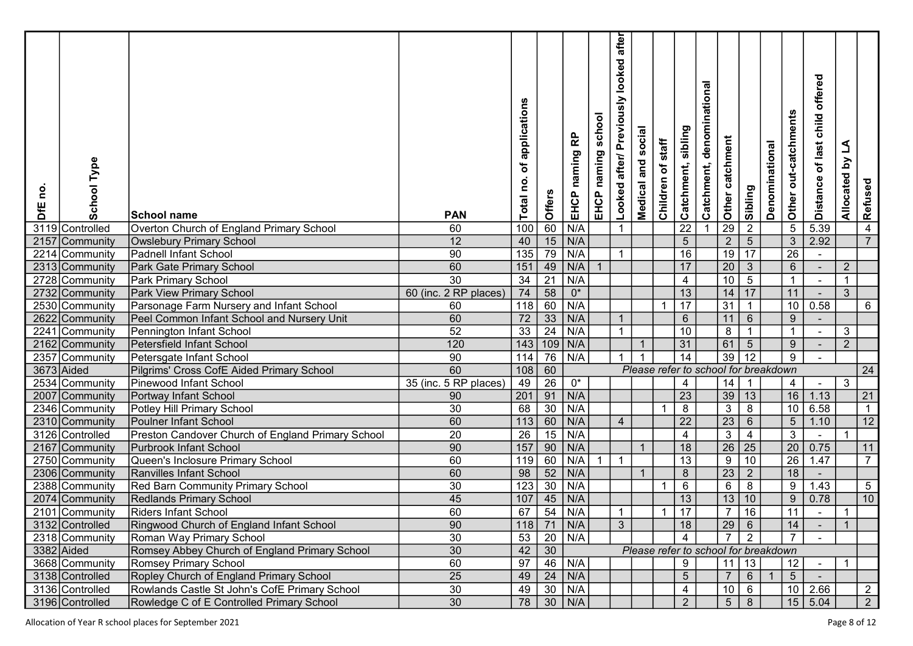| DfE no. | School Type | School name | PAN | Total no. of applications | Offers | EHCP naming RP | EHCP naming school | Looked after/ Previously looked after | Medical and social | Children of staff | Catchment, sibling | Catchment, denominational | Other catchment | Sibling | Denominational | Other out-catchments | Distance of last child offered | Allocated by LA | Refused |
|---|---|---|---|---|---|---|---|---|---|---|---|---|---|---|---|---|---|---|---|
| 3119 | Controlled | Overton Church of England Primary School | 60 | 100 | 60 | N/A | | 1 | | | 22 | 1 | 29 | 2 | | 5 | 5.39 | | 4 |
| 2157 | Community | Owslebury Primary School | 12 | 40 | 15 | N/A | | | | | 5 | | 2 | 5 | | 3 | 2.92 | | 7 |
| 2214 | Community | Padnell Infant School | 90 | 135 | 79 | N/A | | 1 | | | 16 | | 19 | 17 | | 26 | - | | |
| 2313 | Community | Park Gate Primary School | 60 | 151 | 49 | N/A | 1 | | | | 17 | | 20 | 3 | | 6 | - | 2 | |
| 2728 | Community | Park Primary School | 30 | 34 | 21 | N/A | | | | | 4 | | 10 | 5 | | 1 | - | 1 | |
| 2732 | Community | Park View Primary School | 60 (inc. 2 RP places) | 74 | 58 | 0* | | | | | 13 | | 14 | 17 | | 11 | - | 3 | |
| 2530 | Community | Parsonage Farm Nursery and Infant School | 60 | 118 | 60 | N/A | | | | 1 | 17 | | 31 | 1 | | 10 | 0.58 | | 6 |
| 2622 | Community | Peel Common Infant School and Nursery Unit | 60 | 72 | 33 | N/A | | 1 | | | 6 | | 11 | 6 | | 9 | - | | |
| 2241 | Community | Pennington Infant School | 52 | 33 | 24 | N/A | | 1 | | | 10 | | 8 | 1 | | 1 | - | 3 | |
| 2162 | Community | Petersfield Infant School | 120 | 143 | 109 | N/A | | | 1 | | 31 | | 61 | 5 | | 9 | - | 2 | |
| 2357 | Community | Petersgate Infant School | 90 | 114 | 76 | N/A | | 1 | 1 | | 14 | | 39 | 12 | | 9 | - | | |
| 3673 | Aided | Pilgrims' Cross CofE Aided Primary School | 60 | 108 | 60 | Please refer to school for breakdown | | | | | | | | | | | | | 24 |
| 2534 | Community | Pinewood Infant School | 35 (inc. 5 RP places) | 49 | 26 | 0* | | | | | 4 | | 14 | 1 | | 4 | - | 3 | |
| 2007 | Community | Portway Infant School | 90 | 201 | 91 | N/A | | | | | 23 | | 39 | 13 | | 16 | 1.13 | | 21 |
| 2346 | Community | Potley Hill Primary School | 30 | 68 | 30 | N/A | | | | 1 | 8 | | 3 | 8 | | 10 | 6.58 | | 1 |
| 2310 | Community | Poulner Infant School | 60 | 113 | 60 | N/A | | 4 | | | 22 | | 23 | 6 | | 5 | 1.10 | | 12 |
| 3126 | Controlled | Preston Candover Church of England Primary School | 20 | 26 | 15 | N/A | | | | | 4 | | 3 | 4 | | 3 | - | 1 | |
| 2167 | Community | Purbrook Infant School | 90 | 157 | 90 | N/A | | | 1 | | 18 | | 26 | 25 | | 20 | 0.75 | | 11 |
| 2750 | Community | Queen's Inclosure Primary School | 60 | 119 | 60 | N/A | 1 | 1 | | | 13 | | 9 | 10 | | 26 | 1.47 | | 7 |
| 2306 | Community | Ranvilles Infant School | 60 | 98 | 52 | N/A | | | 1 | | 8 | | 23 | 2 | | 18 | - | | |
| 2388 | Community | Red Barn Community Primary School | 30 | 123 | 30 | N/A | | | | 1 | 6 | | 6 | 8 | | 9 | 1.43 | | 5 |
| 2074 | Community | Redlands Primary School | 45 | 107 | 45 | N/A | | | | | 13 | | 13 | 10 | | 9 | 0.78 | | 10 |
| 2101 | Community | Riders Infant School | 60 | 67 | 54 | N/A | | 1 | | 1 | 17 | | 7 | 16 | | 11 | - | 1 | |
| 3132 | Controlled | Ringwood Church of England Infant School | 90 | 118 | 71 | N/A | | 3 | | | 18 | | 29 | 6 | | 14 | - | 1 | |
| 2318 | Community | Roman Way Primary School | 30 | 53 | 20 | N/A | | | | | 4 | | 7 | 2 | | 7 | - | | |
| 3382 | Aided | Romsey Abbey Church of England Primary School | 30 | 42 | 30 | Please refer to school for breakdown | | | | | | | | | | | | | |
| 3668 | Community | Romsey Primary School | 60 | 97 | 46 | N/A | | | | | 9 | | 11 | 13 | | 12 | - | 1 | |
| 3138 | Controlled | Ropley Church of England Primary School | 25 | 49 | 24 | N/A | | | | | 5 | | 7 | 6 | 1 | 5 | - | | |
| 3136 | Controlled | Rowlands Castle St John's CofE Primary School | 30 | 49 | 30 | N/A | | | | | 4 | | 10 | 6 | | 10 | 2.66 | | 2 |
| 3196 | Controlled | Rowledge C of E Controlled Primary School | 30 | 78 | 30 | N/A | | | | | 2 | | 5 | 8 | | 15 | 5.04 | | 2 |

Allocation of Year R school places for September 2021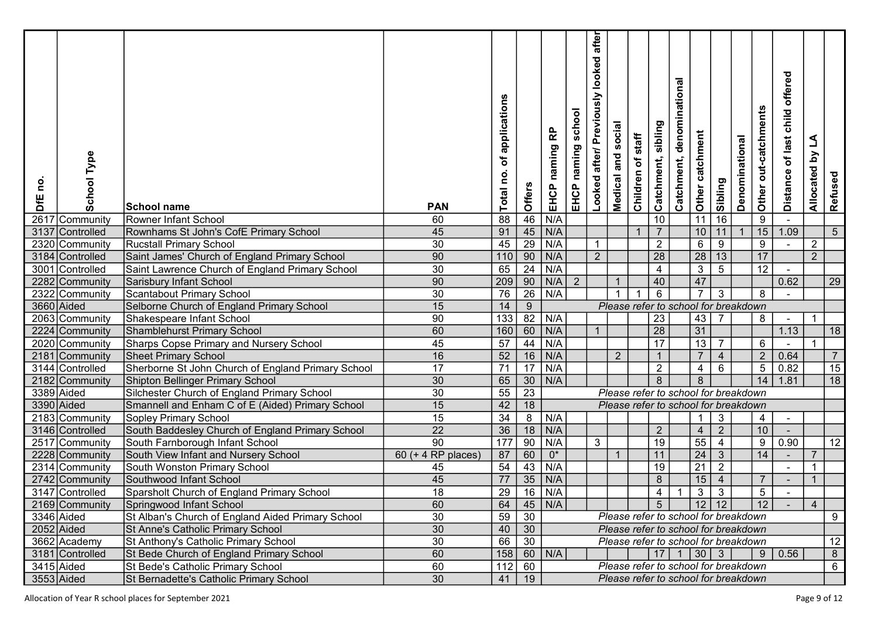| DfE no. | School Type | School name | PAN | Total no. of applications | Offers | EHCP naming RP | EHCP naming school | Looked after/ Previously looked after | Medical and social | Children of staff | Catchment, sibling | Catchment, denominational | Other catchment | Sibling | Denominational | Other out-catchments | Distance of last child offered | Allocated by LA | Refused |
|---|---|---|---|---|---|---|---|---|---|---|---|---|---|---|---|---|---|---|---|
| 2617 | Community | Rowner Infant School | 60 | 88 | 46 | N/A | | | | | 10 | | 11 | 16 | | 9 | - | | |
| 3137 | Controlled | Rownhams St John's CofE Primary School | 45 | 91 | 45 | N/A | | | | 1 | 7 | | 10 | 11 | 1 | 15 | 1.09 | | 5 |
| 2320 | Community | Rucstall Primary School | 30 | 45 | 29 | N/A | | 1 | | | 2 | | 6 | 9 | | 9 | - | 2 | |
| 3184 | Controlled | Saint James' Church of England Primary School | 90 | 110 | 90 | N/A | | 2 | | | 28 | | 28 | 13 | | 17 | | 2 | |
| 3001 | Controlled | Saint Lawrence Church of England Primary School | 30 | 65 | 24 | N/A | | | | | 4 | | 3 | 5 | | 12 | - | | |
| 2282 | Community | Sarisbury Infant School | 90 | 209 | 90 | N/A | 2 | | 1 | | 40 | | 47 | | | | 0.62 | | 29 |
| 2322 | Community | Scantabout Primary School | 30 | 76 | 26 | N/A | | | 1 | 1 | 6 | | 7 | 3 | | 8 | - | | |
| 3660 | Aided | Selborne Church of England Primary School | 15 | 14 | 9 | Please refer to school for breakdown | | | | | | | | | | | | | |
| 2063 | Community | Shakespeare Infant School | 90 | 133 | 82 | N/A | | | | | 23 | | 43 | 7 | | 8 | - | 1 | |
| 2224 | Community | Shamblehurst Primary School | 60 | 160 | 60 | N/A | | 1 | | | 28 | | 31 | | | | 1.13 | | 18 |
| 2020 | Community | Sharps Copse Primary and Nursery School | 45 | 57 | 44 | N/A | | | | | 17 | | 13 | 7 | | 6 | - | 1 | |
| 2181 | Community | Sheet Primary School | 16 | 52 | 16 | N/A | | | 2 | | 1 | | 7 | 4 | | 2 | 0.64 | | 7 |
| 3144 | Controlled | Sherborne St John Church of England Primary School | 17 | 71 | 17 | N/A | | | | | 2 | | 4 | 6 | | 5 | 0.82 | | 15 |
| 2182 | Community | Shipton Bellinger Primary School | 30 | 65 | 30 | N/A | | | | | 8 | | 8 | | | 14 | 1.81 | | 18 |
| 3389 | Aided | Silchester Church of England Primary School | 30 | 55 | 23 | Please refer to school for breakdown | | | | | | | | | | | | | |
| 3390 | Aided | Smannell and Enham C of E (Aided) Primary School | 15 | 42 | 18 | Please refer to school for breakdown | | | | | | | | | | | | | |
| 2183 | Community | Sopley Primary School | 15 | 34 | 8 | N/A | | | | | | | 1 | 3 | | 4 | - | | |
| 3146 | Controlled | South Baddesley Church of England Primary School | 22 | 36 | 18 | N/A | | | | | 2 | | 4 | 2 | | 10 | - | | |
| 2517 | Community | South Farnborough Infant School | 90 | 177 | 90 | N/A | | 3 | | | 19 | | 55 | 4 | | 9 | 0.90 | | 12 |
| 2228 | Community | South View Infant and Nursery School | 60 (+ 4 RP places) | 87 | 60 | 0* | | | 1 | | 11 | | 24 | 3 | | 14 | - | 7 | |
| 2314 | Community | South Wonston Primary School | 45 | 54 | 43 | N/A | | | | | 19 | | 21 | 2 | | | - | 1 | |
| 2742 | Community | Southwood Infant School | 45 | 77 | 35 | N/A | | | | | 8 | | 15 | 4 | | 7 | - | 1 | |
| 3147 | Controlled | Sparsholt Church of England Primary School | 18 | 29 | 16 | N/A | | | | | 4 | 1 | 3 | 3 | | 5 | - | | |
| 2169 | Community | Springwood Infant School | 60 | 64 | 45 | N/A | | | | | 5 | | 12 | 12 | | 12 | - | 4 | |
| 3346 | Aided | St Alban's Church of England Aided Primary School | 30 | 59 | 30 | Please refer to school for breakdown | | | | | | | | | | | | | 9 |
| 2052 | Aided | St Anne's Catholic Primary School | 30 | 40 | 30 | Please refer to school for breakdown | | | | | | | | | | | | | |
| 3662 | Academy | St Anthony's Catholic Primary School | 30 | 66 | 30 | Please refer to school for breakdown | | | | | | | | | | | | | 12 |
| 3181 | Controlled | St Bede Church of England Primary School | 60 | 158 | 60 | N/A | | | | | 17 | 1 | 30 | 3 | | 9 | 0.56 | | 8 |
| 3415 | Aided | St Bede's Catholic Primary School | 60 | 112 | 60 | Please refer to school for breakdown | | | | | | | | | | | | | 6 |
| 3553 | Aided | St Bernadette's Catholic Primary School | 30 | 41 | 19 | Please refer to school for breakdown | | | | | | | | | | | | | |

Allocation of Year R school places for September 2021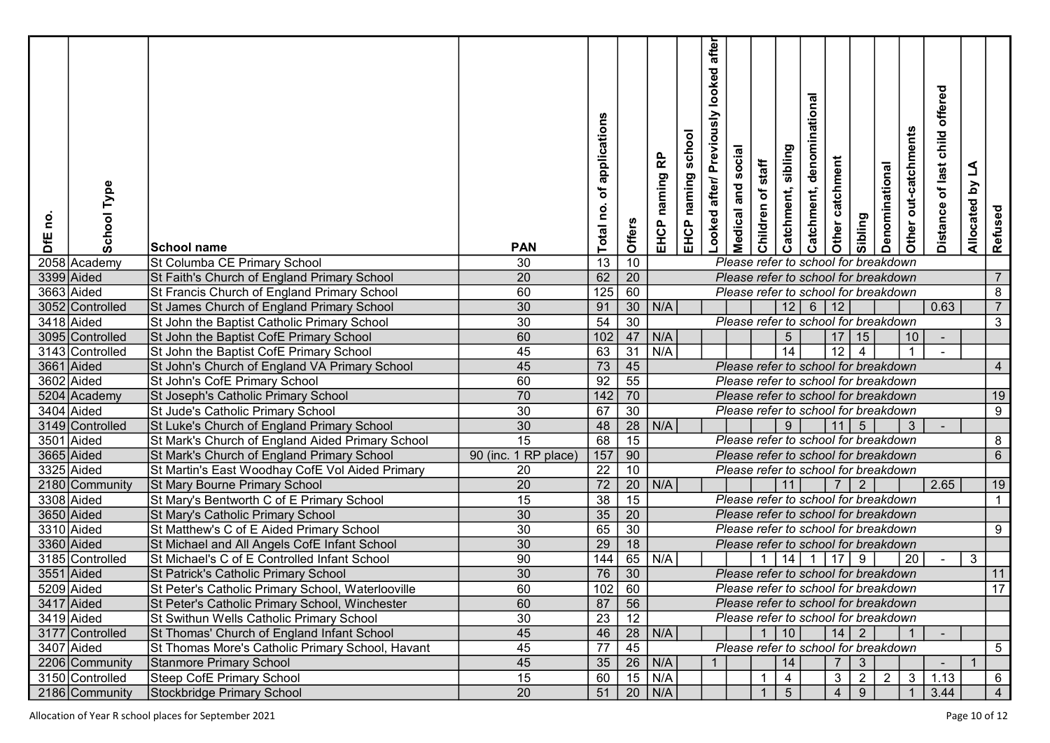| DfE no. | School Type | School name | PAN | Total no. of applications | Offers | EHCP naming RP | EHCP naming school | Looked after/ Previously looked after | Medical and social | Children of staff | Catchment, sibling | Catchment, denominational | Other catchment | Sibling | Denominational | Other out-catchments | Distance of last child offered | Allocated by LA | Refused |
|---|---|---|---|---|---|---|---|---|---|---|---|---|---|---|---|---|---|---|---|
| 2058 | Academy | St Columba CE Primary School | 30 | 13 | 10 | Please refer to school for breakdown | | | | | | | | | | | | | |
| 3399 | Aided | St Faith's Church of England Primary School | 20 | 62 | 20 | Please refer to school for breakdown | | | | | | | | | | | | | 7 |
| 3663 | Aided | St Francis Church of England Primary School | 60 | 125 | 60 | Please refer to school for breakdown | | | | | | | | | | | | | 8 |
| 3052 | Controlled | St James Church of England Primary School | 30 | 91 | 30 | N/A | | | | | 12 | 6 | 12 | | | | 0.63 | | 7 |
| 3418 | Aided | St John the Baptist Catholic Primary School | 30 | 54 | 30 | Please refer to school for breakdown | | | | | | | | | | | | | 3 |
| 3095 | Controlled | St John the Baptist CofE Primary School | 60 | 102 | 47 | N/A | | | | | 5 | | 17 | 15 | | 10 | - | | |
| 3143 | Controlled | St John the Baptist CofE Primary School | 45 | 63 | 31 | N/A | | | | | 14 | | 12 | 4 | | 1 | - | | |
| 3661 | Aided | St John's Church of England VA Primary School | 45 | 73 | 45 | Please refer to school for breakdown | | | | | | | | | | | | | 4 |
| 3602 | Aided | St John's CofE Primary School | 60 | 92 | 55 | Please refer to school for breakdown | | | | | | | | | | | | | |
| 5204 | Academy | St Joseph's Catholic Primary School | 70 | 142 | 70 | Please refer to school for breakdown | | | | | | | | | | | | | 19 |
| 3404 | Aided | St Jude's Catholic Primary School | 30 | 67 | 30 | Please refer to school for breakdown | | | | | | | | | | | | | 9 |
| 3149 | Controlled | St Luke's Church of England Primary School | 30 | 48 | 28 | N/A | | | | | 9 | | 11 | 5 | | 3 | - | | |
| 3501 | Aided | St Mark's Church of England Aided Primary School | 15 | 68 | 15 | Please refer to school for breakdown | | | | | | | | | | | | | 8 |
| 3665 | Aided | St Mark's Church of England Primary School | 90 (inc. 1 RP place) | 157 | 90 | Please refer to school for breakdown | | | | | | | | | | | | | 6 |
| 3325 | Aided | St Martin's East Woodhay CofE Vol Aided Primary | 20 | 22 | 10 | Please refer to school for breakdown | | | | | | | | | | | | | |
| 2180 | Community | St Mary Bourne Primary School | 20 | 72 | 20 | N/A | | | | | 11 | | 7 | 2 | | | 2.65 | | 19 |
| 3308 | Aided | St Mary's Bentworth C of E Primary School | 15 | 38 | 15 | Please refer to school for breakdown | | | | | | | | | | | | | 1 |
| 3650 | Aided | St Mary's Catholic Primary School | 30 | 35 | 20 | Please refer to school for breakdown | | | | | | | | | | | | | |
| 3310 | Aided | St Matthew's C of E Aided Primary School | 30 | 65 | 30 | Please refer to school for breakdown | | | | | | | | | | | | | 9 |
| 3360 | Aided | St Michael and All Angels CofE Infant School | 30 | 29 | 18 | Please refer to school for breakdown | | | | | | | | | | | | | |
| 3185 | Controlled | St Michael's C of E Controlled Infant School | 90 | 144 | 65 | N/A | | | | 1 | 14 | 1 | 17 | 9 | | 20 | - | 3 | |
| 3551 | Aided | St Patrick's Catholic Primary School | 30 | 76 | 30 | Please refer to school for breakdown | | | | | | | | | | | | | 11 |
| 5209 | Aided | St Peter's Catholic Primary School, Waterlooville | 60 | 102 | 60 | Please refer to school for breakdown | | | | | | | | | | | | | 17 |
| 3417 | Aided | St Peter's Catholic Primary School, Winchester | 60 | 87 | 56 | Please refer to school for breakdown | | | | | | | | | | | | | |
| 3419 | Aided | St Swithun Wells Catholic Primary School | 30 | 23 | 12 | Please refer to school for breakdown | | | | | | | | | | | | | |
| 3177 | Controlled | St Thomas' Church of England Infant School | 45 | 46 | 28 | N/A | | | | 1 | 10 | | 14 | 2 | | 1 | - | | |
| 3407 | Aided | St Thomas More's Catholic Primary School, Havant | 45 | 77 | 45 | Please refer to school for breakdown | | | | | | | | | | | | | 5 |
| 2206 | Community | Stanmore Primary School | 45 | 35 | 26 | N/A | | 1 | | | 14 | | 7 | 3 | | | - | 1 | |
| 3150 | Controlled | Steep CofE Primary School | 15 | 60 | 15 | N/A | | | | 1 | 4 | | 3 | 2 | 2 | 3 | 1.13 | | 6 |
| 2186 | Community | Stockbridge Primary School | 20 | 51 | 20 | N/A | | | | 1 | 5 | | 4 | 9 | | 1 | 3.44 | | 4 |

Allocation of Year R school places for September 2021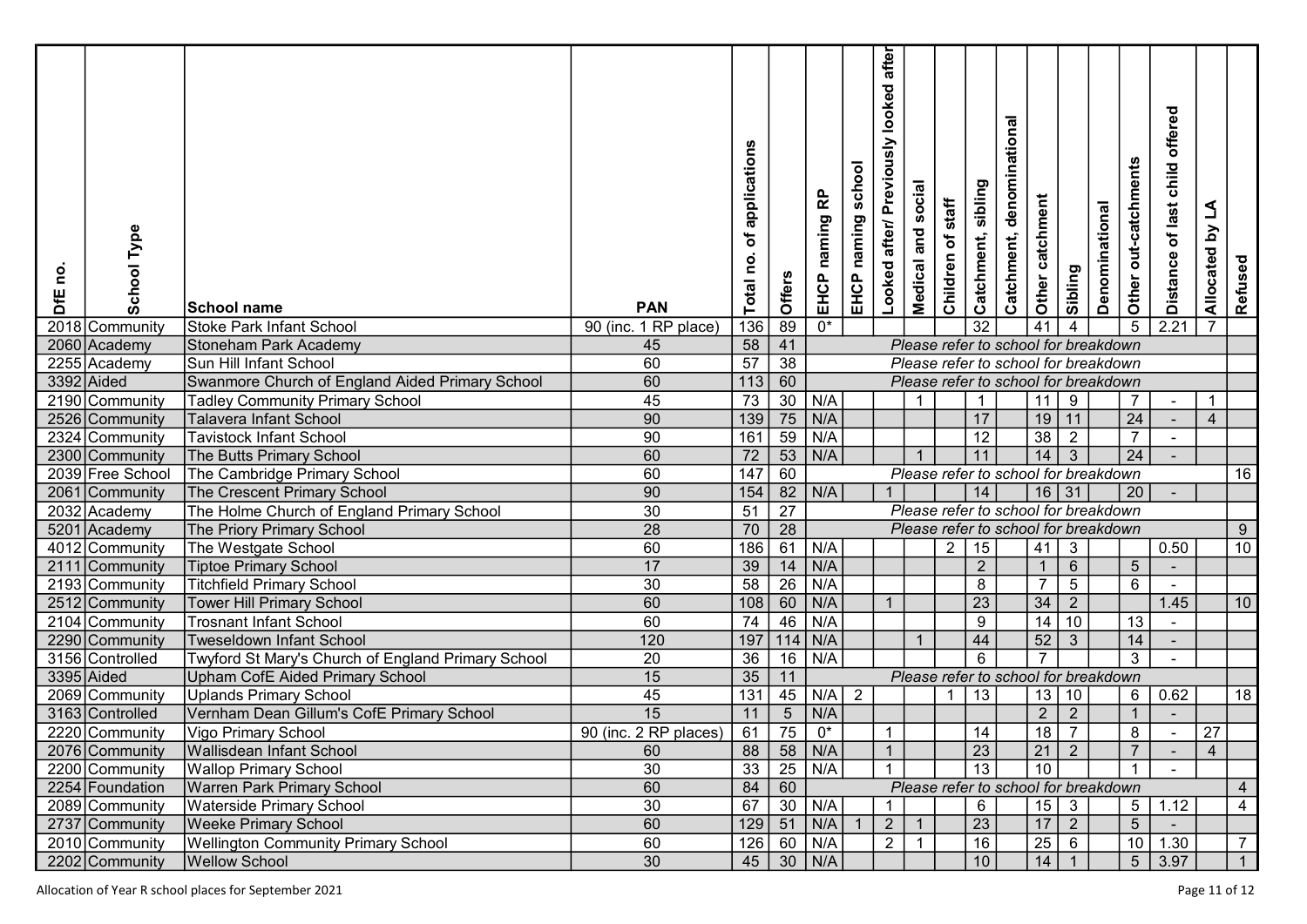| DfE no. | School Type | School name | PAN | Total no. of applications | Offers | EHCP naming RP | EHCP naming school | Looked after/ Previously looked after | Medical and social | Children of staff | Catchment, sibling | Catchment, denominational | Other catchment | Sibling | Denominational | Other out-catchments | Distance of last child offered | Allocated by LA | Refused |
|---|---|---|---|---|---|---|---|---|---|---|---|---|---|---|---|---|---|---|---|
| 2018 | Community | Stoke Park Infant School | 90 (inc. 1 RP place) | 136 | 89 | 0* | | | | | 32 | | 41 | 4 | | 5 | 2.21 | 7 | |
| 2060 | Academy | Stoneham Park Academy | 45 | 58 | 41 | Please refer to school for breakdown | | | | | | | | | | | | | |
| 2255 | Academy | Sun Hill Infant School | 60 | 57 | 38 | Please refer to school for breakdown | | | | | | | | | | | | | |
| 3392 | Aided | Swanmore Church of England Aided Primary School | 60 | 113 | 60 | Please refer to school for breakdown | | | | | | | | | | | | | |
| 2190 | Community | Tadley Community Primary School | 45 | 73 | 30 | N/A | | | 1 | | 1 | | 11 | 9 | | 7 | - | 1 | |
| 2526 | Community | Talavera Infant School | 90 | 139 | 75 | N/A | | | | | 17 | | 19 | 11 | | 24 | - | 4 | |
| 2324 | Community | Tavistock Infant School | 90 | 161 | 59 | N/A | | | | | 12 | | 38 | 2 | | 7 | - | | |
| 2300 | Community | The Butts Primary School | 60 | 72 | 53 | N/A | | | 1 | | 11 | | 14 | 3 | | 24 | - | | |
| 2039 | Free School | The Cambridge Primary School | 60 | 147 | 60 | Please refer to school for breakdown | | | | | | | | | | | | | 16 |
| 2061 | Community | The Crescent Primary School | 90 | 154 | 82 | N/A | | 1 | | | 14 | | 16 | 31 | | 20 | - | | |
| 2032 | Academy | The Holme Church of England Primary School | 30 | 51 | 27 | Please refer to school for breakdown | | | | | | | | | | | | | |
| 5201 | Academy | The Priory Primary School | 28 | 70 | 28 | Please refer to school for breakdown | | | | | | | | | | | | | 9 |
| 4012 | Community | The Westgate School | 60 | 186 | 61 | N/A | | | | 2 | 15 | | 41 | 3 | | | 0.50 | | 10 |
| 2111 | Community | Tiptoe Primary School | 17 | 39 | 14 | N/A | | | | | 2 | | 1 | 6 | | 5 | - | | |
| 2193 | Community | Titchfield Primary School | 30 | 58 | 26 | N/A | | | | | 8 | | 7 | 5 | | 6 | - | | |
| 2512 | Community | Tower Hill Primary School | 60 | 108 | 60 | N/A | | 1 | | | 23 | | 34 | 2 | | | 1.45 | | 10 |
| 2104 | Community | Trosnant Infant School | 60 | 74 | 46 | N/A | | | | | 9 | | 14 | 10 | | 13 | - | | |
| 2290 | Community | Tweseldown Infant School | 120 | 197 | 114 | N/A | | | 1 | | 44 | | 52 | 3 | | 14 | - | | |
| 3156 | Controlled | Twyford St Mary's Church of England Primary School | 20 | 36 | 16 | N/A | | | | | 6 | | 7 | | | 3 | - | | |
| 3395 | Aided | Upham CofE Aided Primary School | 15 | 35 | 11 | Please refer to school for breakdown | | | | | | | | | | | | | |
| 2069 | Community | Uplands Primary School | 45 | 131 | 45 | N/A | 2 | | | 1 | 13 | | 13 | 10 | | 6 | 0.62 | | 18 |
| 3163 | Controlled | Vernham Dean Gillum's CofE Primary School | 15 | 11 | 5 | N/A | | | | | | | 2 | 2 | | 1 | - | | |
| 2220 | Community | Vigo Primary School | 90 (inc. 2 RP places) | 61 | 75 | 0* | | 1 | | | 14 | | 18 | 7 | | 8 | - | 27 | |
| 2076 | Community | Wallisdean Infant School | 60 | 88 | 58 | N/A | | 1 | | | 23 | | 21 | 2 | | 7 | - | 4 | |
| 2200 | Community | Wallop Primary School | 30 | 33 | 25 | N/A | | 1 | | | 13 | | 10 | | | 1 | - | | |
| 2254 | Foundation | Warren Park Primary School | 60 | 84 | 60 | Please refer to school for breakdown | | | | | | | | | | | | | 4 |
| 2089 | Community | Waterside Primary School | 30 | 67 | 30 | N/A | | 1 | | | 6 | | 15 | 3 | | 5 | 1.12 | | 4 |
| 2737 | Community | Weeke Primary School | 60 | 129 | 51 | N/A | 1 | 2 | 1 | | 23 | | 17 | 2 | | 5 | - | | |
| 2010 | Community | Wellington Community Primary School | 60 | 126 | 60 | N/A | | 2 | 1 | | 16 | | 25 | 6 | | 10 | 1.30 | | 7 |
| 2202 | Community | Wellow School | 30 | 45 | 30 | N/A | | | | | 10 | | 14 | 1 | | 5 | 3.97 | | 1 |

Allocation of Year R school places for September 2021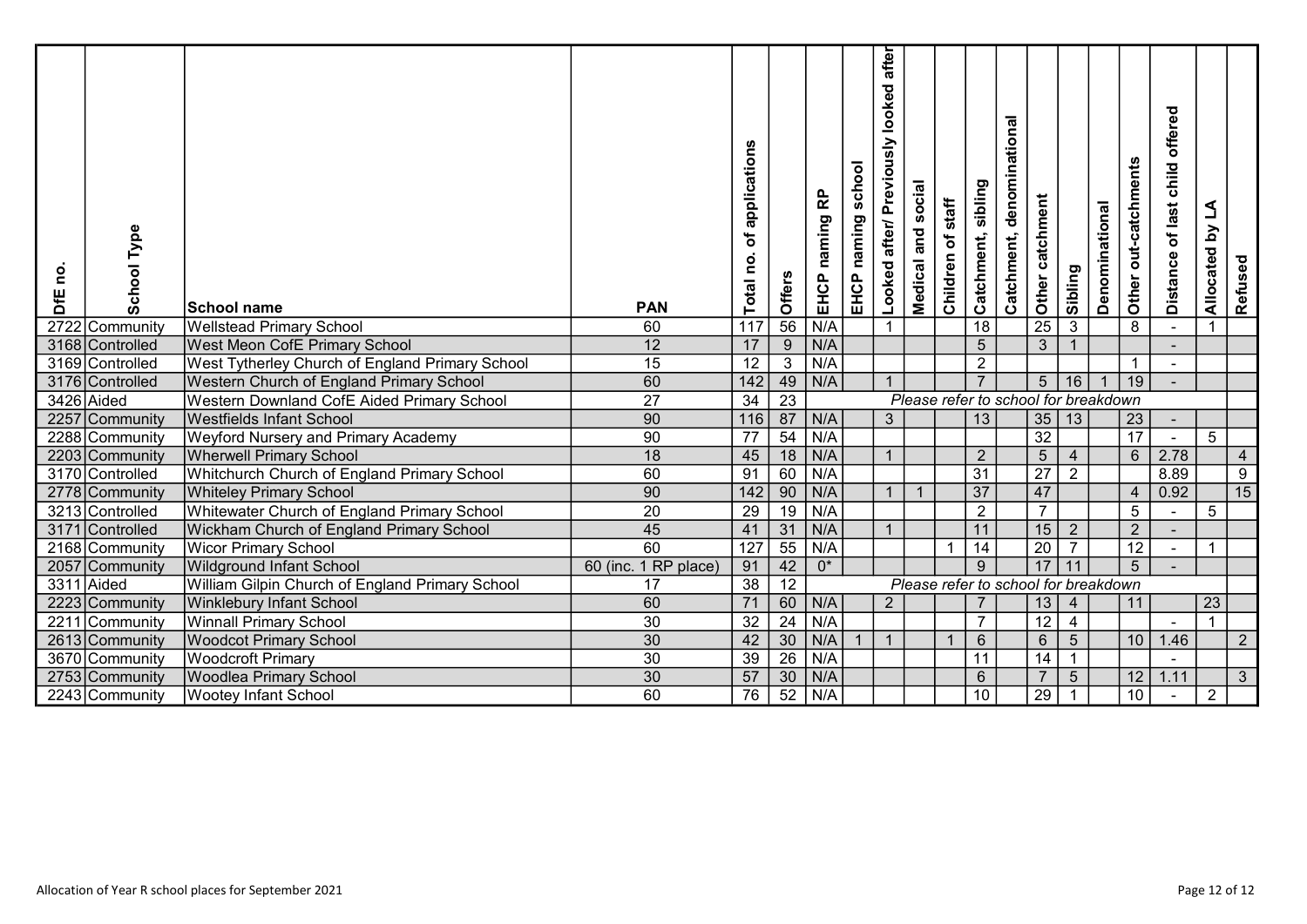| DfE no. | School Type | School name | PAN | Total no. of applications | Offers | EHCP naming RP | EHCP naming school | Looked after/ Previously looked after | Medical and social | Children of staff | Catchment, sibling | Catchment, denominational | Other catchment | Sibling | Denominational | Other out-catchments | Distance of last child offered | Allocated by LA | Refused |
|---|---|---|---|---|---|---|---|---|---|---|---|---|---|---|---|---|---|---|---|
| 2722 | Community | Wellstead Primary School | 60 | 117 | 56 | N/A | | 1 | | | 18 | | 25 | 3 | | 8 | - | 1 | |
| 3168 | Controlled | West Meon CofE Primary School | 12 | 17 | 9 | N/A | | | | | 5 | | 3 | 1 | | | - | | |
| 3169 | Controlled | West Tytherley Church of England Primary School | 15 | 12 | 3 | N/A | | | | | 2 | | | | | 1 | - | | |
| 3176 | Controlled | Western Church of England Primary School | 60 | 142 | 49 | N/A | | 1 | | | 7 | | 5 | 16 | 1 | 19 | - | | |
| 3426 | Aided | Western Downland CofE Aided Primary School | 27 | 34 | 23 | | | Please refer to school for breakdown | | | | | | | | | | | |
| 2257 | Community | Westfields Infant School | 90 | 116 | 87 | N/A | | 3 | | | 13 | | 35 | 13 | | 23 | - | | |
| 2288 | Community | Weyford Nursery and Primary Academy | 90 | 77 | 54 | N/A | | | | | | | 32 | | | 17 | - | 5 | |
| 2203 | Community | Wherwell Primary School | 18 | 45 | 18 | N/A | | 1 | | | 2 | | 5 | 4 | | 6 | 2.78 | | 4 |
| 3170 | Controlled | Whitchurch Church of England Primary School | 60 | 91 | 60 | N/A | | | | | 31 | | 27 | 2 | | | 8.89 | | 9 |
| 2778 | Community | Whiteley Primary School | 90 | 142 | 90 | N/A | | 1 | 1 | | 37 | | 47 | | | 4 | 0.92 | | 15 |
| 3213 | Controlled | Whitewater Church of England Primary School | 20 | 29 | 19 | N/A | | | | | 2 | | 7 | | | 5 | - | 5 | |
| 3171 | Controlled | Wickham Church of England Primary School | 45 | 41 | 31 | N/A | | 1 | | | 11 | | 15 | 2 | | 2 | - | | |
| 2168 | Community | Wicor Primary School | 60 | 127 | 55 | N/A | | | | 1 | 14 | | 20 | 7 | | 12 | - | 1 | |
| 2057 | Community | Wildground Infant School | 60 (inc. 1 RP place) | 91 | 42 | 0* | | | | | 9 | | 17 | 11 | | 5 | - | | |
| 3311 | Aided | William Gilpin Church of England Primary School | 17 | 38 | 12 | | | Please refer to school for breakdown | | | | | | | | | | | |
| 2223 | Community | Winklebury Infant School | 60 | 71 | 60 | N/A | | 2 | | | 7 | | 13 | 4 | | 11 | | 23 | |
| 2211 | Community | Winnall Primary School | 30 | 32 | 24 | N/A | | | | | 7 | | 12 | 4 | | | - | 1 | |
| 2613 | Community | Woodcot Primary School | 30 | 42 | 30 | N/A | 1 | 1 | | 1 | 6 | | 6 | 5 | | 10 | 1.46 | | 2 |
| 3670 | Community | Woodcroft Primary | 30 | 39 | 26 | N/A | | | | | 11 | | 14 | 1 | | | - | | |
| 2753 | Community | Woodlea Primary School | 30 | 57 | 30 | N/A | | | | | 6 | | 7 | 5 | | 12 | 1.11 | | 3 |
| 2243 | Community | Wootey Infant School | 60 | 76 | 52 | N/A | | | | | 10 | | 29 | 1 | | 10 | - | 2 | |